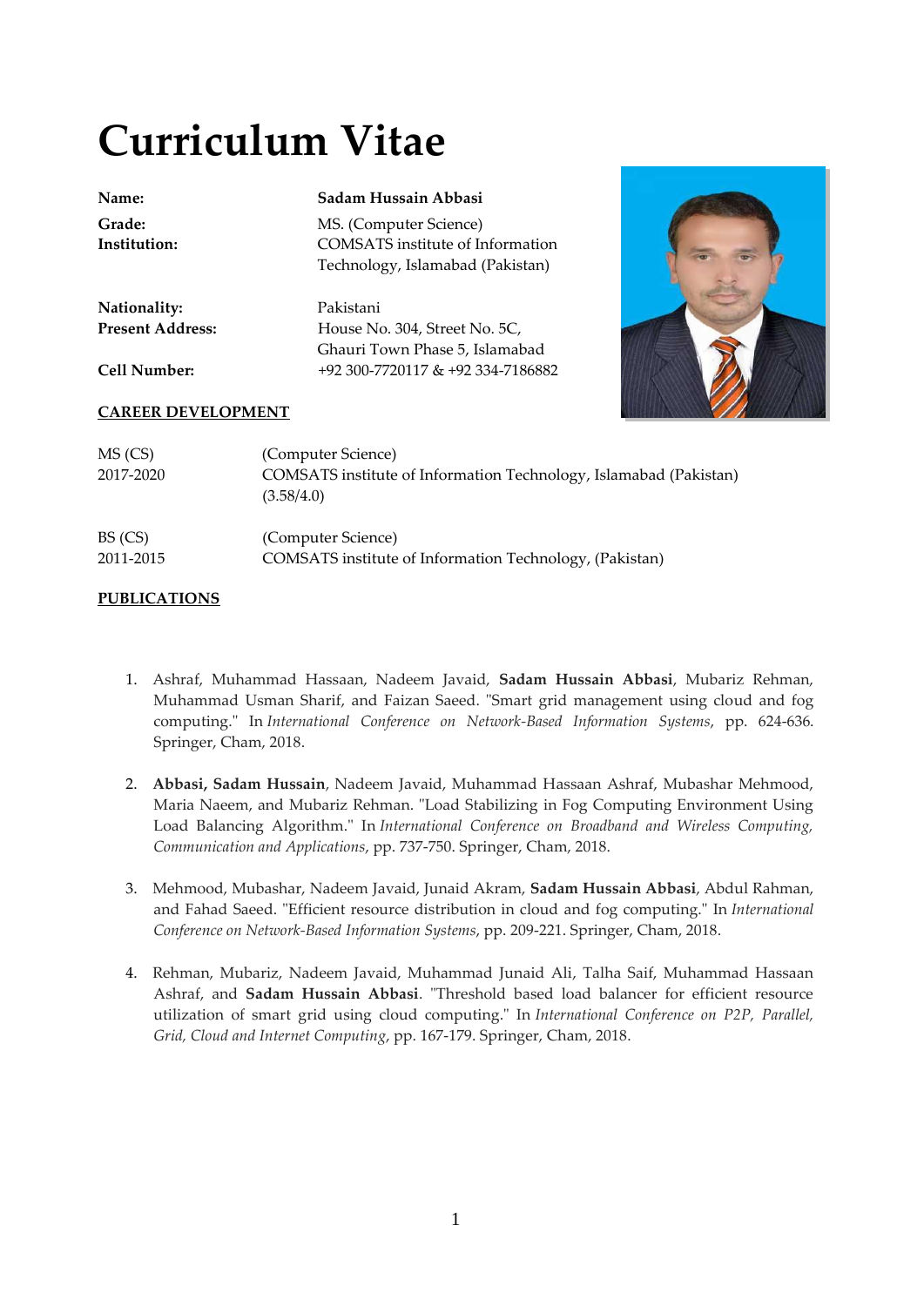# Curriculum Vitae

| | |
|---|---|
| **Name:** | **Sadam Hussain Abbasi** |
| **Grade:** | MS. (Computer Science) |
| **Institution:** | COMSATS institute of Information Technology, Islamabad (Pakistan) |
| **Nationality:** | Pakistani |
| **Present Address:** | House No. 304, Street No. 5C, Ghauri Town Phase 5, Islamabad |
| **Cell Number:** | +92 300-7720117 & +92 334-7186882 |

## CAREER DEVELOPMENT

| | |
|---|---|
| MS (CS)<br>2017-2020 | (Computer Science)<br>COMSATS institute of Information Technology, Islamabad (Pakistan)<br>(3.58/4.0) |
| BS (CS)<br>2011-2015 | (Computer Science)<br>COMSATS institute of Information Technology, (Pakistan) |

## PUBLICATIONS

1. Ashraf, Muhammad Hassaan, Nadeem Javaid, **Sadam Hussain Abbasi**, Mubariz Rehman, Muhammad Usman Sharif, and Faizan Saeed. "Smart grid management using cloud and fog computing." In *International Conference on Network-Based Information Systems*, pp. 624-636. Springer, Cham, 2018.

2. **Abbasi, Sadam Hussain**, Nadeem Javaid, Muhammad Hassaan Ashraf, Mubashar Mehmood, Maria Naeem, and Mubariz Rehman. "Load Stabilizing in Fog Computing Environment Using Load Balancing Algorithm." In *International Conference on Broadband and Wireless Computing, Communication and Applications*, pp. 737-750. Springer, Cham, 2018.

3. Mehmood, Mubashar, Nadeem Javaid, Junaid Akram, **Sadam Hussain Abbasi**, Abdul Rahman, and Fahad Saeed. "Efficient resource distribution in cloud and fog computing." In *International Conference on Network-Based Information Systems*, pp. 209-221. Springer, Cham, 2018.

4. Rehman, Mubariz, Nadeem Javaid, Muhammad Junaid Ali, Talha Saif, Muhammad Hassaan Ashraf, and **Sadam Hussain Abbasi**. "Threshold based load balancer for efficient resource utilization of smart grid using cloud computing." In *International Conference on P2P, Parallel, Grid, Cloud and Internet Computing*, pp. 167-179. Springer, Cham, 2018.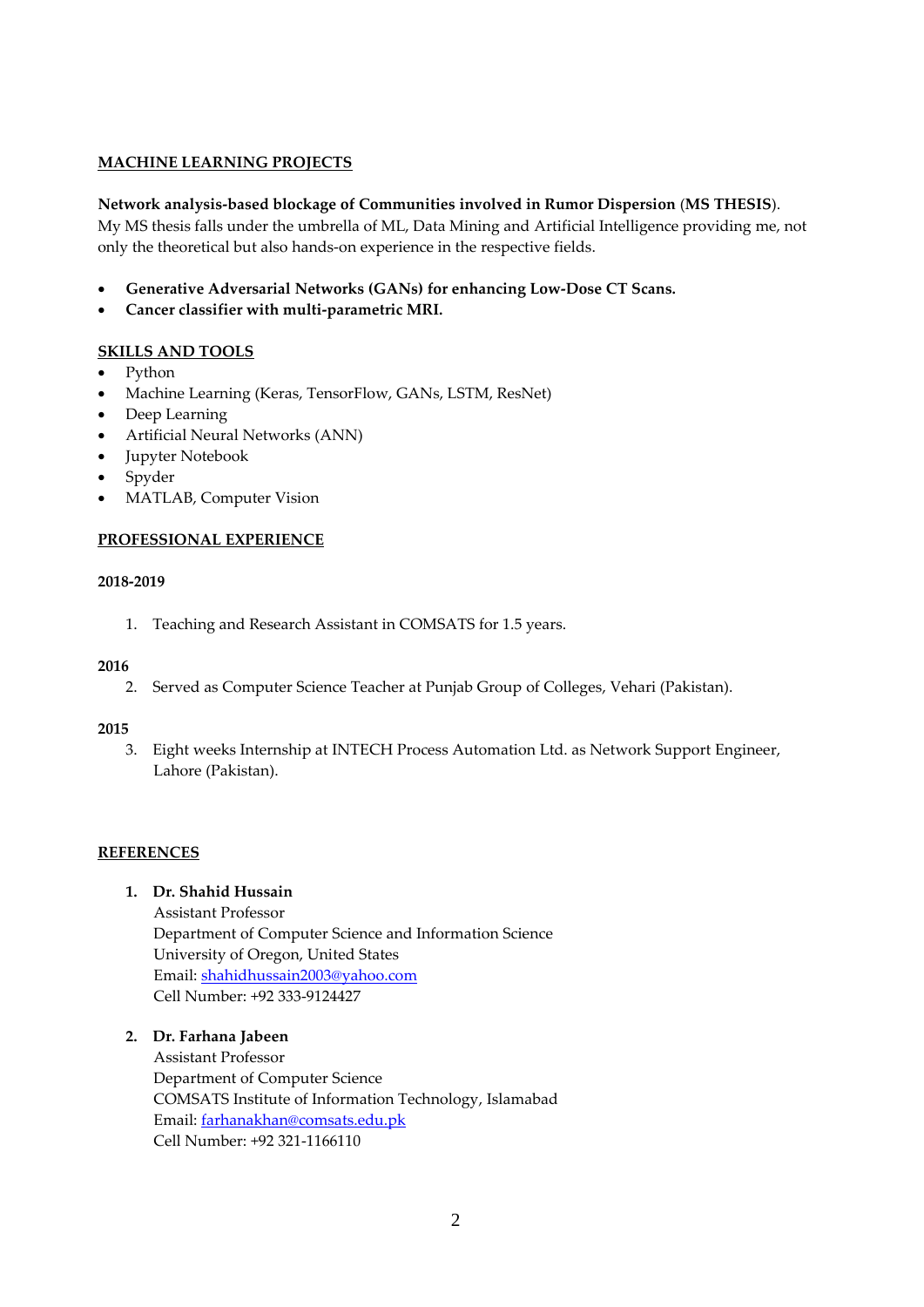## MACHINE LEARNING PROJECTS

**Network analysis-based blockage of Communities involved in Rumor Dispersion** (**MS THESIS**).
My MS thesis falls under the umbrella of ML, Data Mining and Artificial Intelligence providing me, not only the theoretical but also hands-on experience in the respective fields.

- **Generative Adversarial Networks (GANs) for enhancing Low-Dose CT Scans.**
- **Cancer classifier with multi-parametric MRI.**

## SKILLS AND TOOLS

- Python
- Machine Learning (Keras, TensorFlow, GANs, LSTM, ResNet)
- Deep Learning
- Artificial Neural Networks (ANN)
- Jupyter Notebook
- Spyder
- MATLAB, Computer Vision

## PROFESSIONAL EXPERIENCE

**2018-2019**

1. Teaching and Research Assistant in COMSATS for 1.5 years.

**2016**

2. Served as Computer Science Teacher at Punjab Group of Colleges, Vehari (Pakistan).

**2015**

3. Eight weeks Internship at INTECH Process Automation Ltd. as Network Support Engineer, Lahore (Pakistan).

## REFERENCES

1. **Dr. Shahid Hussain**
   Assistant Professor
   Department of Computer Science and Information Science
   University of Oregon, United States
   Email: shahidhussain2003@yahoo.com
   Cell Number: +92 333-9124427

2. **Dr. Farhana Jabeen**
   Assistant Professor
   Department of Computer Science
   COMSATS Institute of Information Technology, Islamabad
   Email: farhanakhan@comsats.edu.pk
   Cell Number: +92 321-1166110